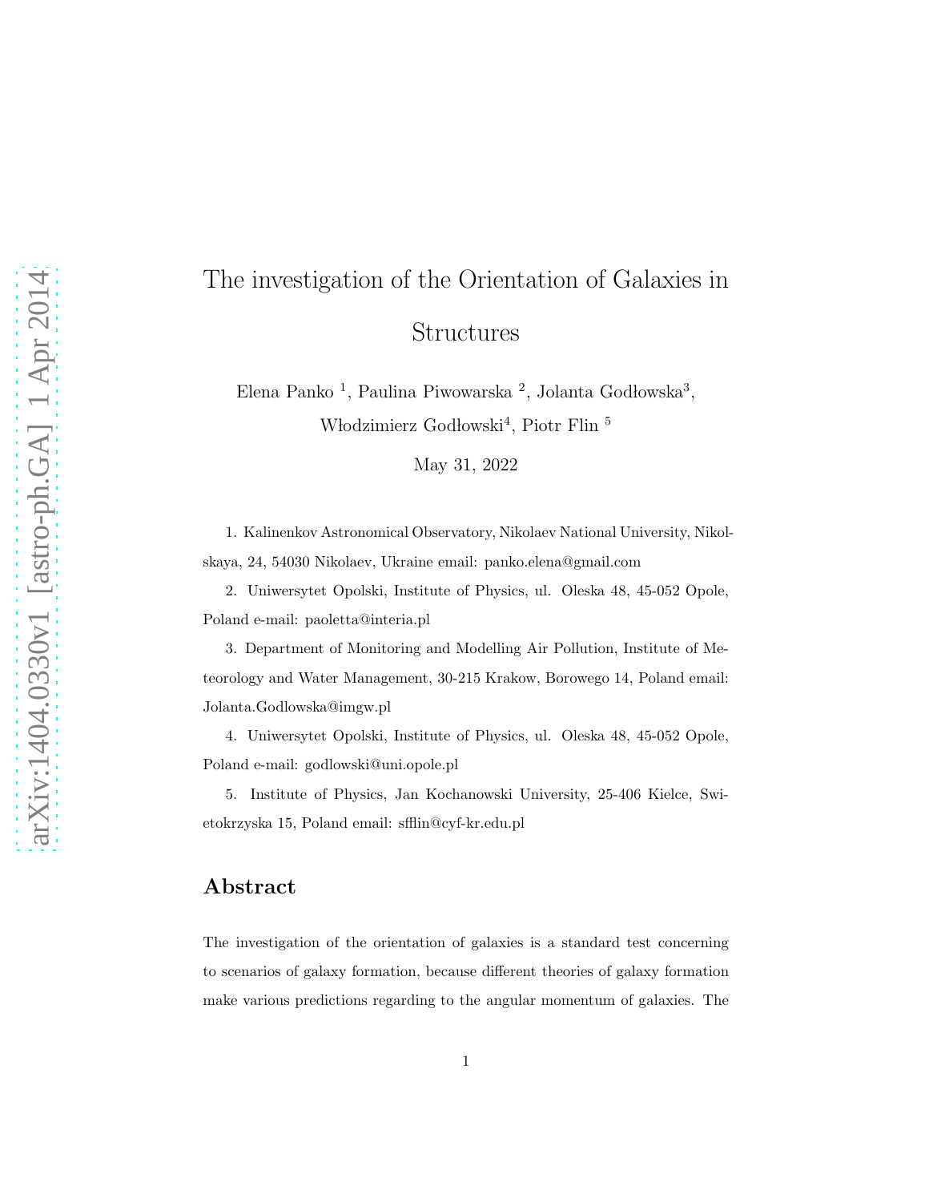# The investigation of the Orientation of Galaxies in Structures

Elena Panko [1], Paulina Piwowarska [2], Jolanta Godłowska[3], Włodzimierz Godłowski[4], Piotr Flin [5]

May 31, 2022

1. Kalinenkov Astronomical Observatory, Nikolaev National University, Nikolskaya, 24, 54030 Nikolaev, Ukraine email: panko.elena@gmail.com

2. Uniwersytet Opolski, Institute of Physics, ul. Oleska 48, 45-052 Opole, Poland e-mail: paoletta@interia.pl

3. Department of Monitoring and Modelling Air Pollution, Institute of Meteorology and Water Management, 30-215 Krakow, Borowego 14, Poland email: Jolanta.Godlowska@imgw.pl

4. Uniwersytet Opolski, Institute of Physics, ul. Oleska 48, 45-052 Opole, Poland e-mail: godlowski@uni.opole.pl

5. Institute of Physics, Jan Kochanowski University, 25-406 Kielce, Swietokrzyska 15, Poland email: sfflin@cyf-kr.edu.pl

## Abstract

The investigation of the orientation of galaxies is a standard test concerning to scenarios of galaxy formation, because different theories of galaxy formation make various predictions regarding to the angular momentum of galaxies. The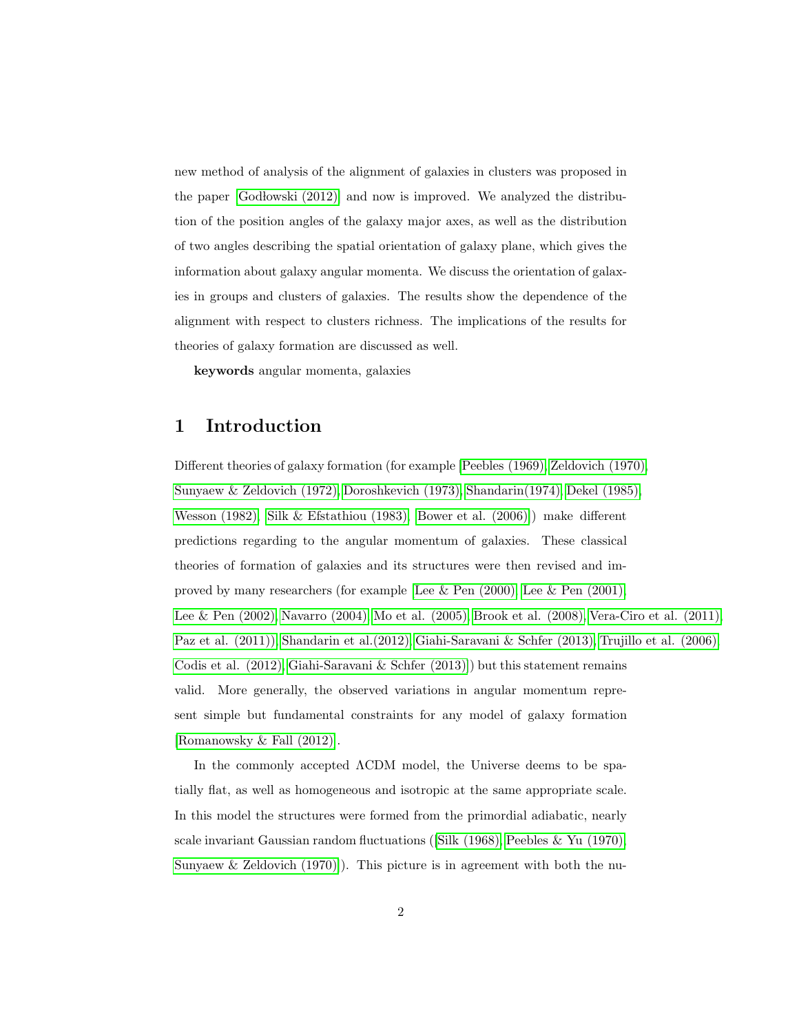new method of analysis of the alignment of galaxies in clusters was proposed in the paper Godłowski (2012) and now is improved. We analyzed the distribution of the position angles of the galaxy major axes, as well as the distribution of two angles describing the spatial orientation of galaxy plane, which gives the information about galaxy angular momenta. We discuss the orientation of galaxies in groups and clusters of galaxies. The results show the dependence of the alignment with respect to clusters richness. The implications of the results for theories of galaxy formation are discussed as well.

**keywords** angular momenta, galaxies

## 1 Introduction

Different theories of galaxy formation (for example Peebles (1969) Zeldovich (1970), Sunyaew & Zeldovich (1972), Doroshkevich (1973), Shandarin(1974), Dekel (1985), Wesson (1982), Silk & Efstathiou (1983), Bower et al. (2006)) make different predictions regarding to the angular momentum of galaxies. These classical theories of formation of galaxies and its structures were then revised and improved by many researchers (for example Lee & Pen (2000), Lee & Pen (2001), Lee & Pen (2002), Navarro (2004), Mo et al. (2005), Brook et al. (2008), Vera-Ciro et al. (2011), Paz et al. (2011)), Shandarin et al.(2012), Giahi-Saravani & Schfer (2013), Trujillo et al. (2006), Codis et al. (2012), Giahi-Saravani & Schfer (2013)) but this statement remains valid. More generally, the observed variations in angular momentum represent simple but fundamental constraints for any model of galaxy formation (Romanowsky & Fall (2012)).

In the commonly accepted ΛCDM model, the Universe deems to be spatially flat, as well as homogeneous and isotropic at the same appropriate scale. In this model the structures were formed from the primordial adiabatic, nearly scale invariant Gaussian random fluctuations (Silk (1968), Peebles & Yu (1970), Sunyaew & Zeldovich (1970)). This picture is in agreement with both the nu-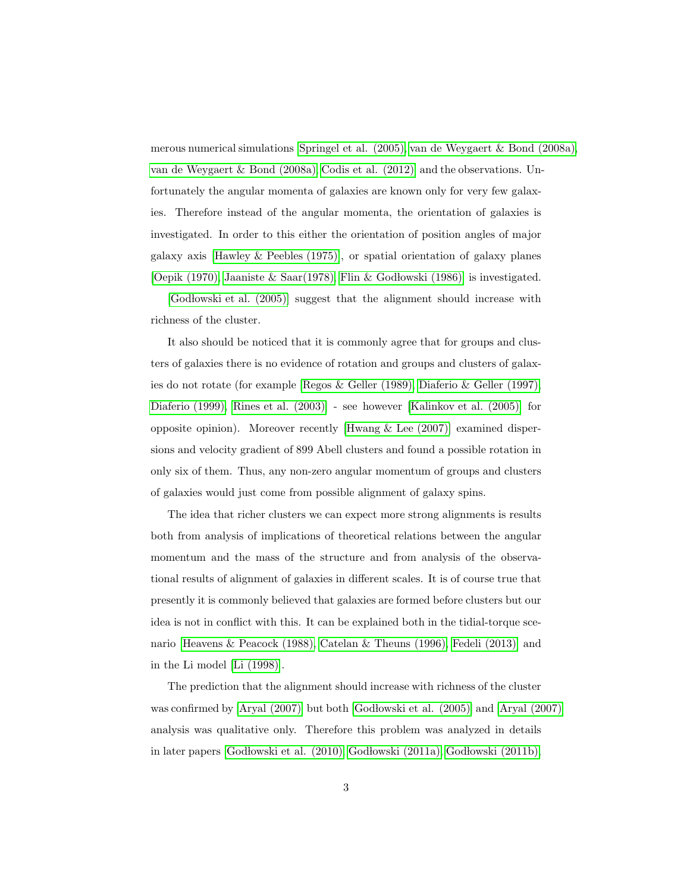merous numerical simulations [Springel et al. (2005), van de Weygaert & Bond (2008a), van de Weygaert & Bond (2008a) Codis et al. (2012)] and the observations. Unfortunately the angular momenta of galaxies are known only for very few galaxies. Therefore instead of the angular momenta, the orientation of galaxies is investigated. In order to this either the orientation of position angles of major galaxy axis [Hawley & Peebles (1975)], or spatial orientation of galaxy planes [Oepik (1970), Jaaniste & Saar(1978), Flin & Godłowski (1986)] is investigated.

[Godłowski et al. (2005)] suggest that the alignment should increase with richness of the cluster.

It also should be noticed that it is commonly agree that for groups and clusters of galaxies there is no evidence of rotation and groups and clusters of galaxies do not rotate (for example [Regos & Geller (1989), Diaferio & Geller (1997), Diaferio (1999), Rines et al. (2003)] - see however [Kalinkov et al. (2005)] for opposite opinion). Moreover recently [Hwang & Lee (2007)] examined dispersions and velocity gradient of 899 Abell clusters and found a possible rotation in only six of them. Thus, any non-zero angular momentum of groups and clusters of galaxies would just come from possible alignment of galaxy spins.

The idea that richer clusters we can expect more strong alignments is results both from analysis of implications of theoretical relations between the angular momentum and the mass of the structure and from analysis of the observational results of alignment of galaxies in different scales. It is of course true that presently it is commonly believed that galaxies are formed before clusters but our idea is not in conflict with this. It can be explained both in the tidial-torque scenario [Heavens & Peacock (1988), Catelan & Theuns (1996), Fedeli (2013)] and in the Li model [Li (1998)].

The prediction that the alignment should increase with richness of the cluster was confirmed by [Aryal (2007)] but both [Godłowski et al. (2005)] and [Aryal (2007)] analysis was qualitative only. Therefore this problem was analyzed in details in later papers [Godłowski et al. (2010), Godłowski (2011a), Godłowski (2011b),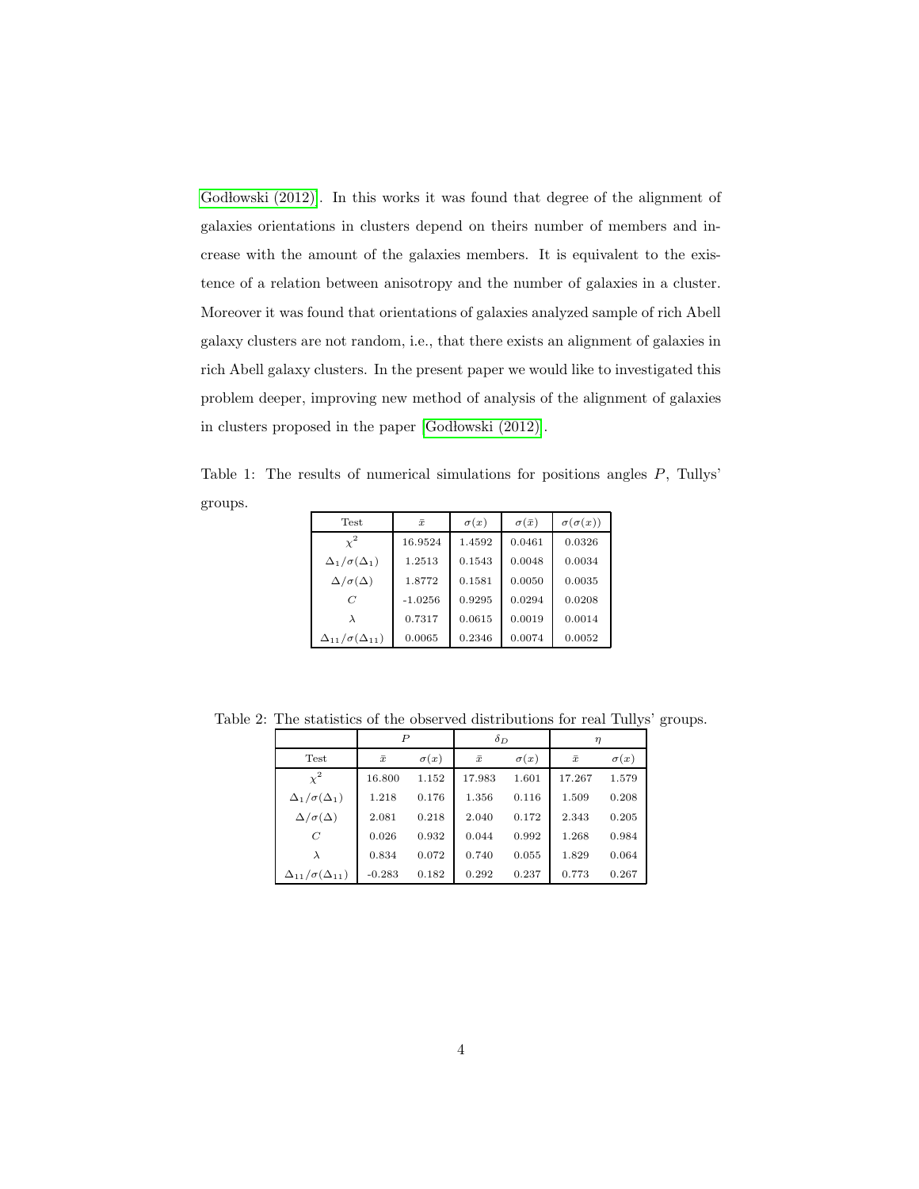Godłowski (2012). In this works it was found that degree of the alignment of galaxies orientations in clusters depend on theirs number of members and increase with the amount of the galaxies members. It is equivalent to the existence of a relation between anisotropy and the number of galaxies in a cluster. Moreover it was found that orientations of galaxies analyzed sample of rich Abell galaxy clusters are not random, i.e., that there exists an alignment of galaxies in rich Abell galaxy clusters. In the present paper we would like to investigated this problem deeper, improving new method of analysis of the alignment of galaxies in clusters proposed in the paper Godłowski (2012).

Table 1: The results of numerical simulations for positions angles $P$, Tullys' groups.

| Test | $\bar{x}$ | $\sigma(x)$ | $\sigma(\bar{x})$ | $\sigma(\sigma(x))$ |
|---|---|---|---|---|
| $\chi^2$ | 16.9524 | 1.4592 | 0.0461 | 0.0326 |
| $\Delta_1/\sigma(\Delta_1)$ | 1.2513 | 0.1543 | 0.0048 | 0.0034 |
| $\Delta/\sigma(\Delta)$ | 1.8772 | 0.1581 | 0.0050 | 0.0035 |
| $C$ | -1.0256 | 0.9295 | 0.0294 | 0.0208 |
| $\lambda$ | 0.7317 | 0.0615 | 0.0019 | 0.0014 |
| $\Delta_{11}/\sigma(\Delta_{11})$ | 0.0065 | 0.2346 | 0.0074 | 0.0052 |

Table 2: The statistics of the observed distributions for real Tullys' groups.

| | $P$ | | $\delta_D$ | | $\eta$ | |
|---|---|---|---|---|---|---|
| Test | $\bar{x}$ | $\sigma(x)$ | $\bar{x}$ | $\sigma(x)$ | $\bar{x}$ | $\sigma(x)$ |
| $\chi^2$ | 16.800 | 1.152 | 17.983 | 1.601 | 17.267 | 1.579 |
| $\Delta_1/\sigma(\Delta_1)$ | 1.218 | 0.176 | 1.356 | 0.116 | 1.509 | 0.208 |
| $\Delta/\sigma(\Delta)$ | 2.081 | 0.218 | 2.040 | 0.172 | 2.343 | 0.205 |
| $C$ | 0.026 | 0.932 | 0.044 | 0.992 | 1.268 | 0.984 |
| $\lambda$ | 0.834 | 0.072 | 0.740 | 0.055 | 1.829 | 0.064 |
| $\Delta_{11}/\sigma(\Delta_{11})$ | -0.283 | 0.182 | 0.292 | 0.237 | 0.773 | 0.267 |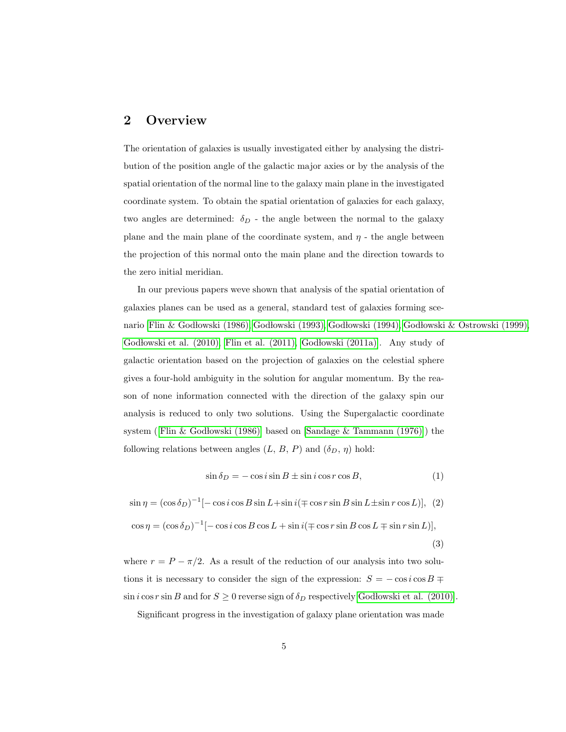## 2 Overview

The orientation of galaxies is usually investigated either by analysing the distribution of the position angle of the galactic major axies or by the analysis of the spatial orientation of the normal line to the galaxy main plane in the investigated coordinate system. To obtain the spatial orientation of galaxies for each galaxy, two angles are determined: $\delta_D$ - the angle between the normal to the galaxy plane and the main plane of the coordinate system, and $\eta$ - the angle between the projection of this normal onto the main plane and the direction towards to the zero initial meridian.

In our previous papers weve shown that analysis of the spatial orientation of galaxies planes can be used as a general, standard test of galaxies forming scenario [Flin & Godłowski (1986), Godłowski (1993), Godłowski (1994), Godłowski & Ostrowski (1999), Godłowski et al. (2010), Flin et al. (2011), Godłowski (2011a)]. Any study of galactic orientation based on the projection of galaxies on the celestial sphere gives a four-hold ambiguity in the solution for angular momentum. By the reason of none information connected with the direction of the galaxy spin our analysis is reduced to only two solutions. Using the Supergalactic coordinate system ([Flin & Godłowski (1986)] based on [Sandage & Tammann (1976)]) the following relations between angles ($L$, $B$, $P$) and ($\delta_D$, $\eta$) hold:

$$\sin \delta_D = -\cos i \sin B \pm \sin i \cos r \cos B, \tag{1}$$

$$\sin \eta = (\cos \delta_D)^{-1}[-\cos i \cos B \sin L + \sin i(\mp \cos r \sin B \sin L \pm \sin r \cos L)], \tag{2}$$

$$\cos \eta = (\cos \delta_D)^{-1}[-\cos i \cos B \cos L + \sin i(\mp \cos r \sin B \cos L \mp \sin r \sin L)], \tag{3}$$

where $r = P - \pi/2$. As a result of the reduction of our analysis into two solutions it is necessary to consider the sign of the expression: $S = -\cos i \cos B \mp \sin i \cos r \sin B$ and for $S \geq 0$ reverse sign of $\delta_D$ respectively [Godłowski et al. (2010)].

Significant progress in the investigation of galaxy plane orientation was made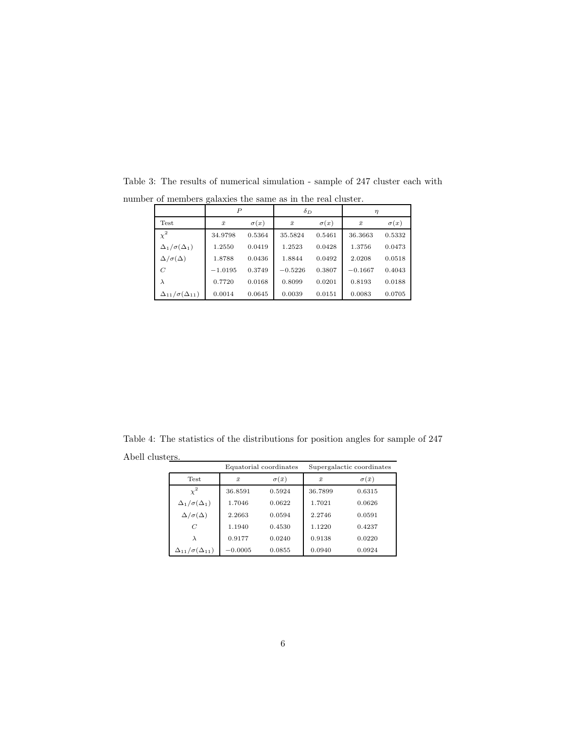Table 3: The results of numerical simulation - sample of 247 cluster each with number of members galaxies the same as in the real cluster.

| | $P$ | | $\delta_D$ | | $\eta$ | |
|---|---|---|---|---|---|---|
| Test | $\bar{x}$ | $\sigma(x)$ | $\bar{x}$ | $\sigma(x)$ | $\bar{x}$ | $\sigma(x)$ |
| $\chi^2$ | 34.9798 | 0.5364 | 35.5824 | 0.5461 | 36.3663 | 0.5332 |
| $\Delta_1/\sigma(\Delta_1)$ | 1.2550 | 0.0419 | 1.2523 | 0.0428 | 1.3756 | 0.0473 |
| $\Delta/\sigma(\Delta)$ | 1.8788 | 0.0436 | 1.8844 | 0.0492 | 2.0208 | 0.0518 |
| $C$ | $-1.0195$ | 0.3749 | $-0.5226$ | 0.3807 | $-0.1667$ | 0.4043 |
| $\lambda$ | 0.7720 | 0.0168 | 0.8099 | 0.0201 | 0.8193 | 0.0188 |
| $\Delta_{11}/\sigma(\Delta_{11})$ | 0.0014 | 0.0645 | 0.0039 | 0.0151 | 0.0083 | 0.0705 |

Table 4: The statistics of the distributions for position angles for sample of 247 Abell clusters.

| | Equatorial coordinates | | Supergalactic coordinates | |
|---|---|---|---|---|
| Test | $\bar{x}$ | $\sigma(\bar{x})$ | $\bar{x}$ | $\sigma(\bar{x})$ |
| $\chi^2$ | 36.8591 | 0.5924 | 36.7899 | 0.6315 |
| $\Delta_1/\sigma(\Delta_1)$ | 1.7046 | 0.0622 | 1.7021 | 0.0626 |
| $\Delta/\sigma(\Delta)$ | 2.2663 | 0.0594 | 2.2746 | 0.0591 |
| $C$ | 1.1940 | 0.4530 | 1.1220 | 0.4237 |
| $\lambda$ | 0.9177 | 0.0240 | 0.9138 | 0.0220 |
| $\Delta_{11}/\sigma(\Delta_{11})$ | $-0.0005$ | 0.0855 | 0.0940 | 0.0924 |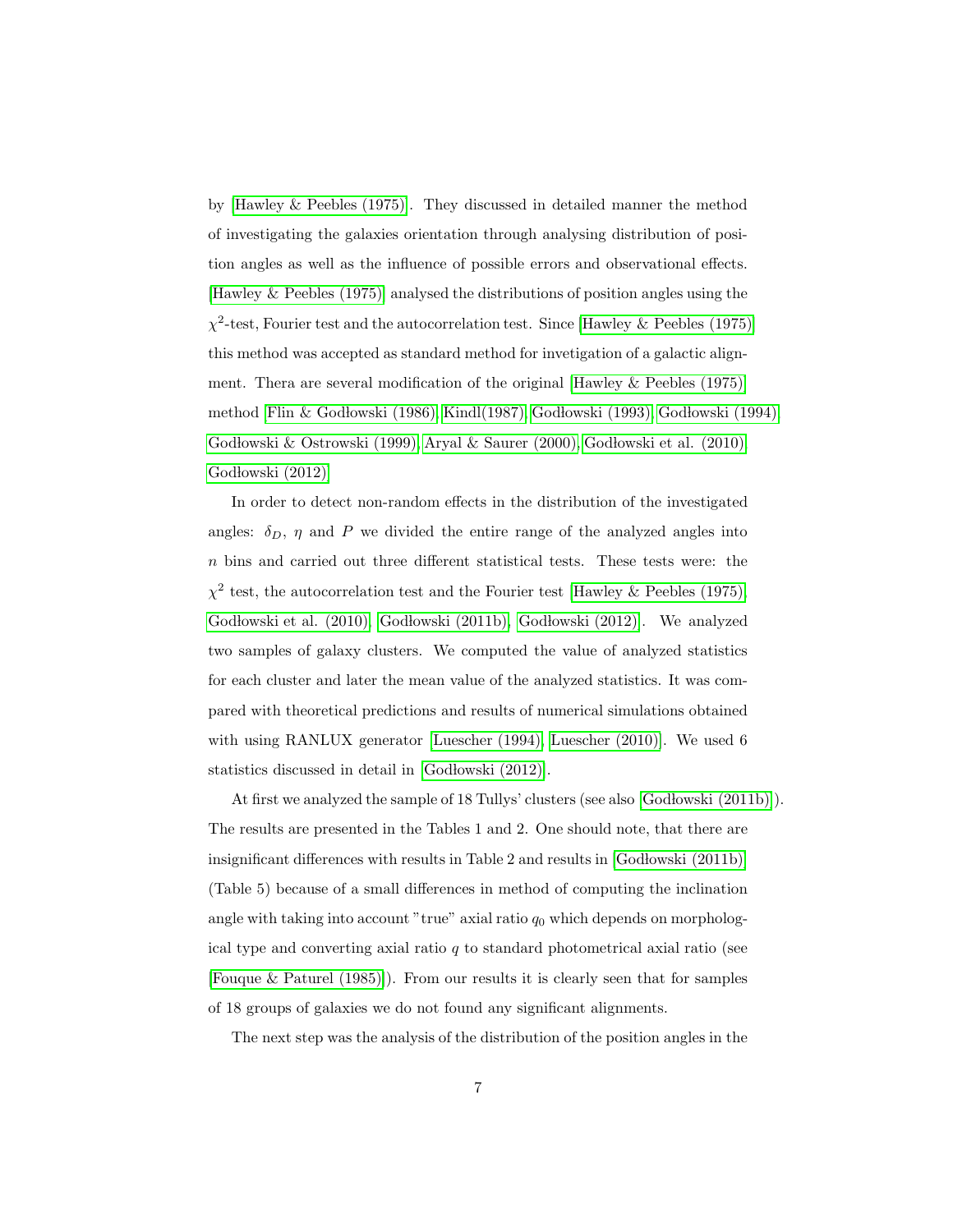by [Hawley & Peebles (1975)]. They discussed in detailed manner the method of investigating the galaxies orientation through analysing distribution of position angles as well as the influence of possible errors and observational effects. [Hawley & Peebles (1975)] analysed the distributions of position angles using the $\chi^2$-test, Fourier test and the autocorrelation test. Since [Hawley & Peebles (1975)] this method was accepted as standard method for invetigation of a galactic alignment. Thera are several modification of the original [Hawley & Peebles (1975)] method [Flin & Godłowski (1986)] [Kindl(1987)] [Godłowski (1993)] [Godłowski (1994)] [Godłowski & Ostrowski (1999)] [Aryal & Saurer (2000)] [Godłowski et al. (2010)] [Godłowski (2012)]

In order to detect non-random effects in the distribution of the investigated angles: $\delta_D$, $\eta$ and $P$ we divided the entire range of the analyzed angles into $n$ bins and carried out three different statistical tests. These tests were: the $\chi^2$ test, the autocorrelation test and the Fourier test [Hawley & Peebles (1975)], [Godłowski et al. (2010)], [Godłowski (2011b)], [Godłowski (2012)]. We analyzed two samples of galaxy clusters. We computed the value of analyzed statistics for each cluster and later the mean value of the analyzed statistics. It was compared with theoretical predictions and results of numerical simulations obtained with using RANLUX generator [Luescher (1994)], [Luescher (2010)]. We used 6 statistics discussed in detail in [Godłowski (2012)].

At first we analyzed the sample of 18 Tullys' clusters (see also [Godłowski (2011b)]). The results are presented in the Tables 1 and 2. One should note, that there are insignificant differences with results in Table 2 and results in [Godłowski (2011b)] (Table 5) because of a small differences in method of computing the inclination angle with taking into account "true" axial ratio $q_0$ which depends on morphological type and converting axial ratio $q$ to standard photometrical axial ratio (see [Fouque & Paturel (1985)]). From our results it is clearly seen that for samples of 18 groups of galaxies we do not found any significant alignments.

The next step was the analysis of the distribution of the position angles in the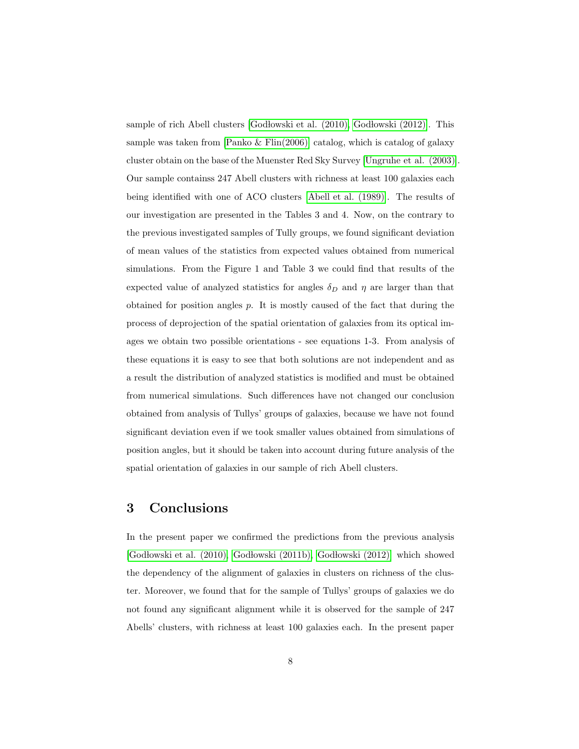sample of rich Abell clusters [Godłowski et al. (2010), Godłowski (2012)]. This sample was taken from [Panko & Flin(2006)] catalog, which is catalog of galaxy cluster obtain on the base of the Muenster Red Sky Survey [Ungruhe et al. (2003)]. Our sample containss 247 Abell clusters with richness at least 100 galaxies each being identified with one of ACO clusters [Abell et al. (1989)]. The results of our investigation are presented in the Tables 3 and 4. Now, on the contrary to the previous investigated samples of Tully groups, we found significant deviation of mean values of the statistics from expected values obtained from numerical simulations. From the Figure 1 and Table 3 we could find that results of the expected value of analyzed statistics for angles $\delta_D$ and $\eta$ are larger than that obtained for position angles $p$. It is mostly caused of the fact that during the process of deprojection of the spatial orientation of galaxies from its optical images we obtain two possible orientations - see equations 1-3. From analysis of these equations it is easy to see that both solutions are not independent and as a result the distribution of analyzed statistics is modified and must be obtained from numerical simulations. Such differences have not changed our conclusion obtained from analysis of Tullys' groups of galaxies, because we have not found significant deviation even if we took smaller values obtained from simulations of position angles, but it should be taken into account during future analysis of the spatial orientation of galaxies in our sample of rich Abell clusters.

# 3 Conclusions

In the present paper we confirmed the predictions from the previous analysis [Godłowski et al. (2010), Godłowski (2011b), Godłowski (2012)] which showed the dependency of the alignment of galaxies in clusters on richness of the cluster. Moreover, we found that for the sample of Tullys' groups of galaxies we do not found any significant alignment while it is observed for the sample of 247 Abells' clusters, with richness at least 100 galaxies each. In the present paper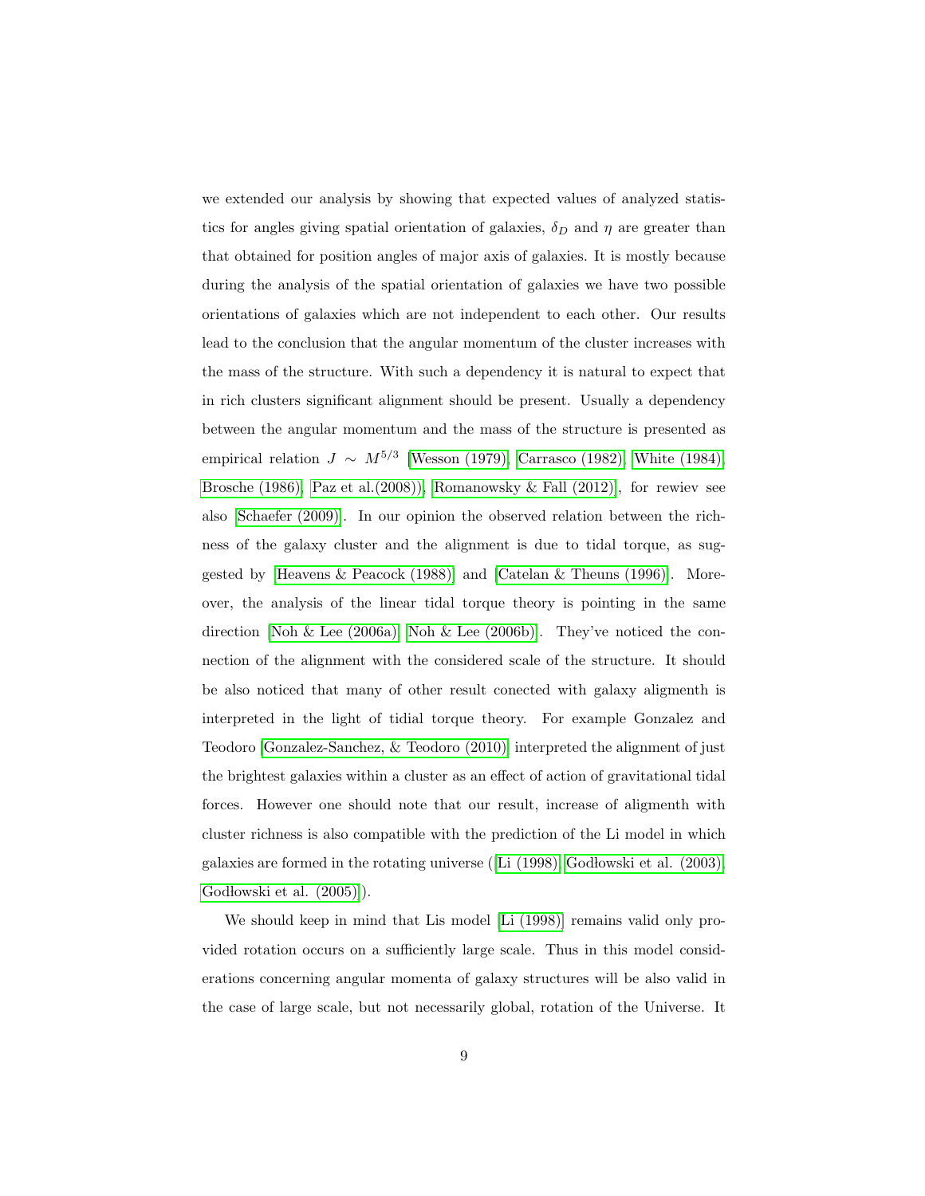we extended our analysis by showing that expected values of analyzed statistics for angles giving spatial orientation of galaxies, $\delta_D$ and $\eta$ are greater than that obtained for position angles of major axis of galaxies. It is mostly because during the analysis of the spatial orientation of galaxies we have two possible orientations of galaxies which are not independent to each other. Our results lead to the conclusion that the angular momentum of the cluster increases with the mass of the structure. With such a dependency it is natural to expect that in rich clusters significant alignment should be present. Usually a dependency between the angular momentum and the mass of the structure is presented as empirical relation $J \sim M^{5/3}$ [Wesson (1979), Carrasco (1982), White (1984), Brosche (1986), Paz et al.(2008)), Romanowsky & Fall (2012)], for rewiev see also [Schaefer (2009)]. In our opinion the observed relation between the richness of the galaxy cluster and the alignment is due to tidal torque, as suggested by [Heavens & Peacock (1988)] and [Catelan & Theuns (1996)]. Moreover, the analysis of the linear tidal torque theory is pointing in the same direction [Noh & Lee (2006a), Noh & Lee (2006b)]. They've noticed the connection of the alignment with the considered scale of the structure. It should be also noticed that many of other result conected with galaxy aligmenth is interpreted in the light of tidial torque theory. For example Gonzalez and Teodoro [Gonzalez-Sanchez, & Teodoro (2010)] interpreted the alignment of just the brightest galaxies within a cluster as an effect of action of gravitational tidal forces. However one should note that our result, increase of aligmenth with cluster richness is also compatible with the prediction of the Li model in which galaxies are formed in the rotating universe ([Li (1998), Godłowski et al. (2003), Godłowski et al. (2005)]).

We should keep in mind that Lis model [Li (1998)] remains valid only provided rotation occurs on a sufficiently large scale. Thus in this model considerations concerning angular momenta of galaxy structures will be also valid in the case of large scale, but not necessarily global, rotation of the Universe. It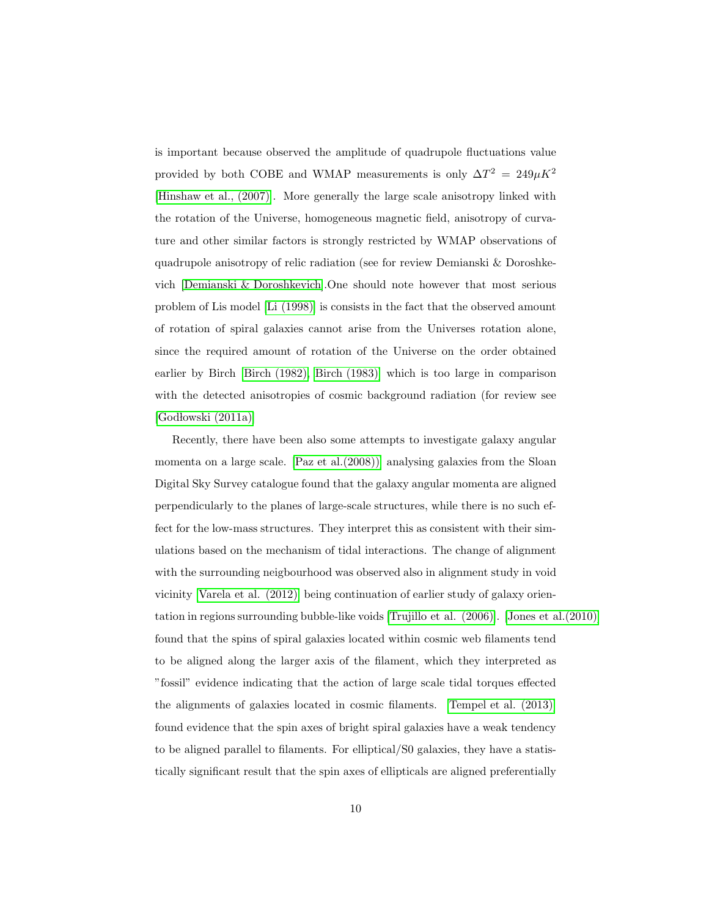is important because observed the amplitude of quadrupole fluctuations value provided by both COBE and WMAP measurements is only $\Delta T^2 = 249 \mu K^2$ [Hinshaw et al., (2007)]. More generally the large scale anisotropy linked with the rotation of the Universe, homogeneous magnetic field, anisotropy of curvature and other similar factors is strongly restricted by WMAP observations of quadrupole anisotropy of relic radiation (see for review Demianski & Doroshkevich [Demianski & Doroshkevich].One should note however that most serious problem of Lis model [Li (1998)] is consists in the fact that the observed amount of rotation of spiral galaxies cannot arise from the Universes rotation alone, since the required amount of rotation of the Universe on the order obtained earlier by Birch [Birch (1982), Birch (1983)] which is too large in comparison with the detected anisotropies of cosmic background radiation (for review see [Godłowski (2011a)]

Recently, there have been also some attempts to investigate galaxy angular momenta on a large scale. [Paz et al.(2008))] analysing galaxies from the Sloan Digital Sky Survey catalogue found that the galaxy angular momenta are aligned perpendicularly to the planes of large-scale structures, while there is no such effect for the low-mass structures. They interpret this as consistent with their simulations based on the mechanism of tidal interactions. The change of alignment with the surrounding neigbourhood was observed also in alignment study in void vicinity [Varela et al. (2012)] being continuation of earlier study of galaxy orientation in regions surrounding bubble-like voids [Trujillo et al. (2006)]. [Jones et al.(2010)] found that the spins of spiral galaxies located within cosmic web filaments tend to be aligned along the larger axis of the filament, which they interpreted as "fossil" evidence indicating that the action of large scale tidal torques effected the alignments of galaxies located in cosmic filaments. [Tempel et al. (2013)] found evidence that the spin axes of bright spiral galaxies have a weak tendency to be aligned parallel to filaments. For elliptical/S0 galaxies, they have a statistically significant result that the spin axes of ellipticals are aligned preferentially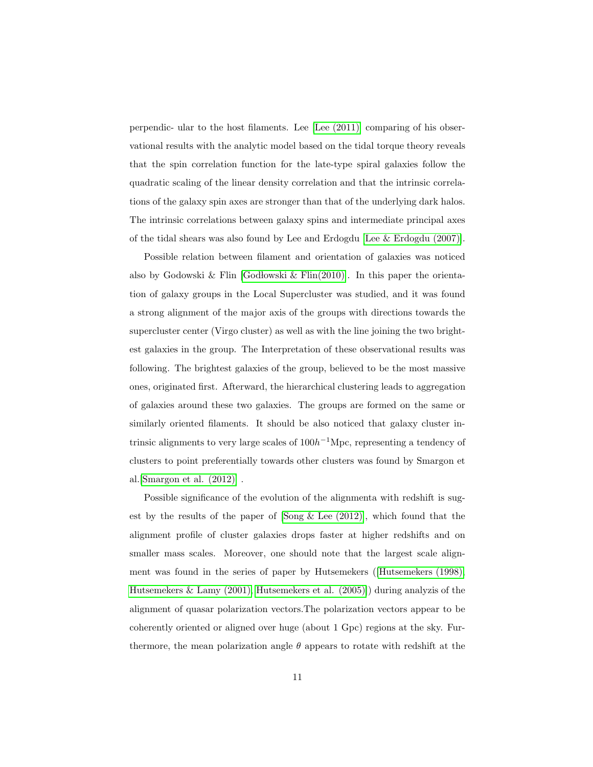perpendic- ular to the host filaments. Lee [Lee (2011)] comparing of his observational results with the analytic model based on the tidal torque theory reveals that the spin correlation function for the late-type spiral galaxies follow the quadratic scaling of the linear density correlation and that the intrinsic correlations of the galaxy spin axes are stronger than that of the underlying dark halos. The intrinsic correlations between galaxy spins and intermediate principal axes of the tidal shears was also found by Lee and Erdogdu [Lee & Erdogdu (2007)].

Possible relation between filament and orientation of galaxies was noticed also by Godowski & Flin [Godłowski & Flin(2010)]. In this paper the orientation of galaxy groups in the Local Supercluster was studied, and it was found a strong alignment of the major axis of the groups with directions towards the supercluster center (Virgo cluster) as well as with the line joining the two brightest galaxies in the group. The Interpretation of these observational results was following. The brightest galaxies of the group, believed to be the most massive ones, originated first. Afterward, the hierarchical clustering leads to aggregation of galaxies around these two galaxies. The groups are formed on the same or similarly oriented filaments. It should be also noticed that galaxy cluster intrinsic alignments to very large scales of $100h^{-1}$Mpc, representing a tendency of clusters to point preferentially towards other clusters was found by Smargon et al.[Smargon et al. (2012)] .

Possible significance of the evolution of the alignmenta with redshift is sugest by the results of the paper of [Song & Lee (2012)], which found that the alignment profile of cluster galaxies drops faster at higher redshifts and on smaller mass scales. Moreover, one should note that the largest scale alignment was found in the series of paper by Hutsemekers ([Hutsemekers (1998), Hutsemekers & Lamy (2001), Hutsemekers et al. (2005)]) during analyzis of the alignment of quasar polarization vectors.The polarization vectors appear to be coherently oriented or aligned over huge (about 1 Gpc) regions at the sky. Furthermore, the mean polarization angle $\theta$ appears to rotate with redshift at the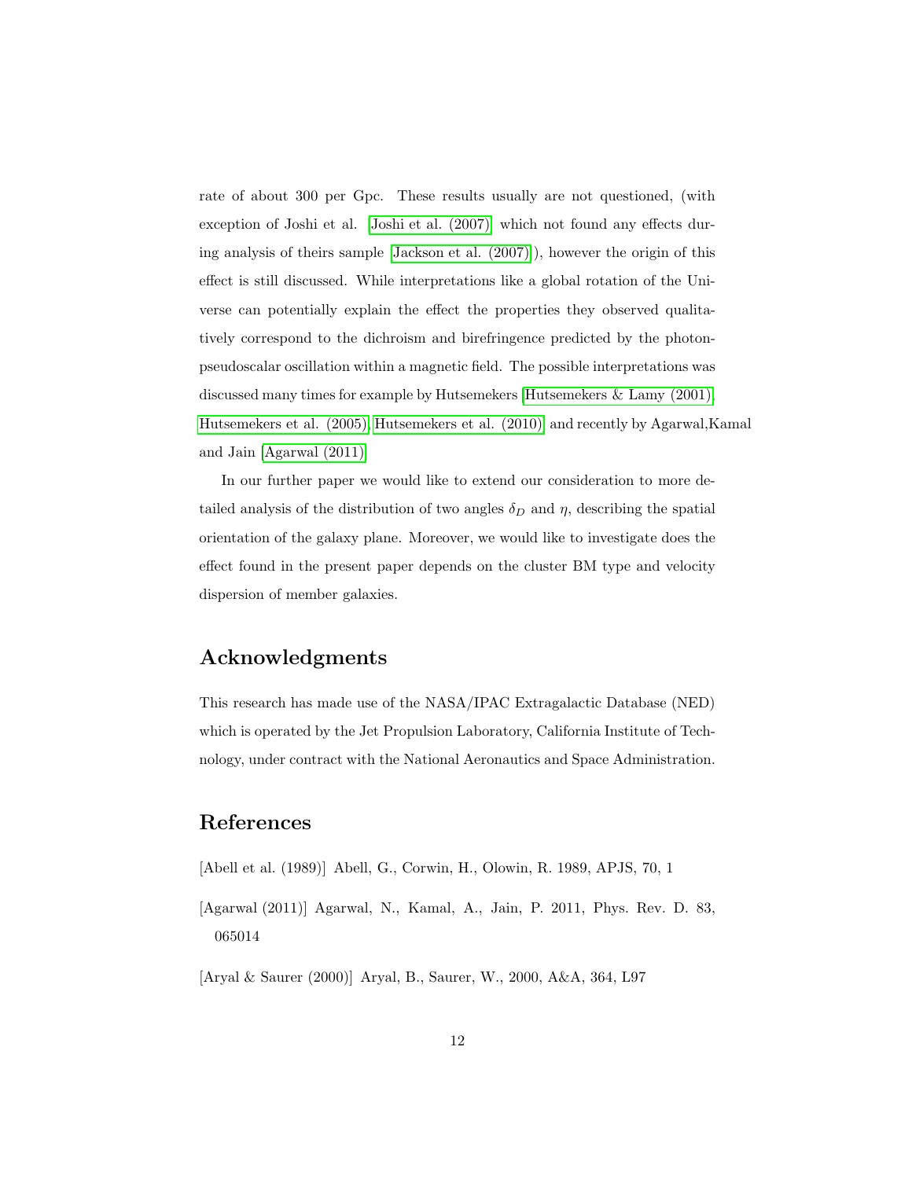rate of about 300 per Gpc. These results usually are not questioned, (with exception of Joshi et al. [Joshi et al. (2007)] which not found any effects during analysis of theirs sample [Jackson et al. (2007)]), however the origin of this effect is still discussed. While interpretations like a global rotation of the Universe can potentially explain the effect the properties they observed qualitatively correspond to the dichroism and birefringence predicted by the photon-pseudoscalar oscillation within a magnetic field. The possible interpretations was discussed many times for example by Hutsemekers [Hutsemekers & Lamy (2001), Hutsemekers et al. (2005), Hutsemekers et al. (2010)] and recently by Agarwal,Kamal and Jain [Agarwal (2011)]

In our further paper we would like to extend our consideration to more detailed analysis of the distribution of two angles $\delta_D$ and $\eta$, describing the spatial orientation of the galaxy plane. Moreover, we would like to investigate does the effect found in the present paper depends on the cluster BM type and velocity dispersion of member galaxies.

## Acknowledgments

This research has made use of the NASA/IPAC Extragalactic Database (NED) which is operated by the Jet Propulsion Laboratory, California Institute of Technology, under contract with the National Aeronautics and Space Administration.

## References

[Abell et al. (1989)] Abell, G., Corwin, H., Olowin, R. 1989, APJS, 70, 1

[Agarwal (2011)] Agarwal, N., Kamal, A., Jain, P. 2011, Phys. Rev. D. 83, 065014

[Aryal & Saurer (2000)] Aryal, B., Saurer, W., 2000, A&A, 364, L97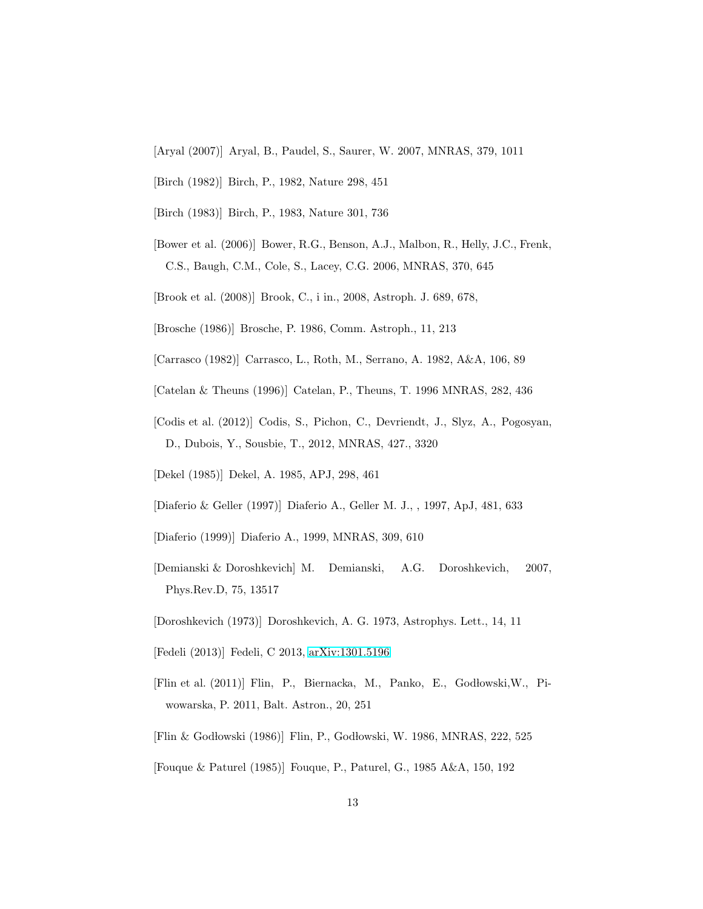[Aryal (2007)] Aryal, B., Paudel, S., Saurer, W. 2007, MNRAS, 379, 1011

[Birch (1982)] Birch, P., 1982, Nature 298, 451

[Birch (1983)] Birch, P., 1983, Nature 301, 736

[Bower et al. (2006)] Bower, R.G., Benson, A.J., Malbon, R., Helly, J.C., Frenk, C.S., Baugh, C.M., Cole, S., Lacey, C.G. 2006, MNRAS, 370, 645

[Brook et al. (2008)] Brook, C., i in., 2008, Astroph. J. 689, 678,

[Brosche (1986)] Brosche, P. 1986, Comm. Astroph., 11, 213

[Carrasco (1982)] Carrasco, L., Roth, M., Serrano, A. 1982, A&A, 106, 89

[Catelan & Theuns (1996)] Catelan, P., Theuns, T. 1996 MNRAS, 282, 436

[Codis et al. (2012)] Codis, S., Pichon, C., Devriendt, J., Slyz, A., Pogosyan, D., Dubois, Y., Sousbie, T., 2012, MNRAS, 427., 3320

[Dekel (1985)] Dekel, A. 1985, APJ, 298, 461

[Diaferio & Geller (1997)] Diaferio A., Geller M. J., , 1997, ApJ, 481, 633

[Diaferio (1999)] Diaferio A., 1999, MNRAS, 309, 610

[Demianski & Doroshkevich] M. Demianski, A.G. Doroshkevich, 2007, Phys.Rev.D, 75, 13517

[Doroshkevich (1973)] Doroshkevich, A. G. 1973, Astrophys. Lett., 14, 11

[Fedeli (2013)] Fedeli, C 2013, arXiv:1301.5196

[Flin et al. (2011)] Flin, P., Biernacka, M., Panko, E., Godłowski,W., Piwowarska, P. 2011, Balt. Astron., 20, 251

[Flin & Godłowski (1986)] Flin, P., Godłowski, W. 1986, MNRAS, 222, 525

[Fouque & Paturel (1985)] Fouque, P., Paturel, G., 1985 A&A, 150, 192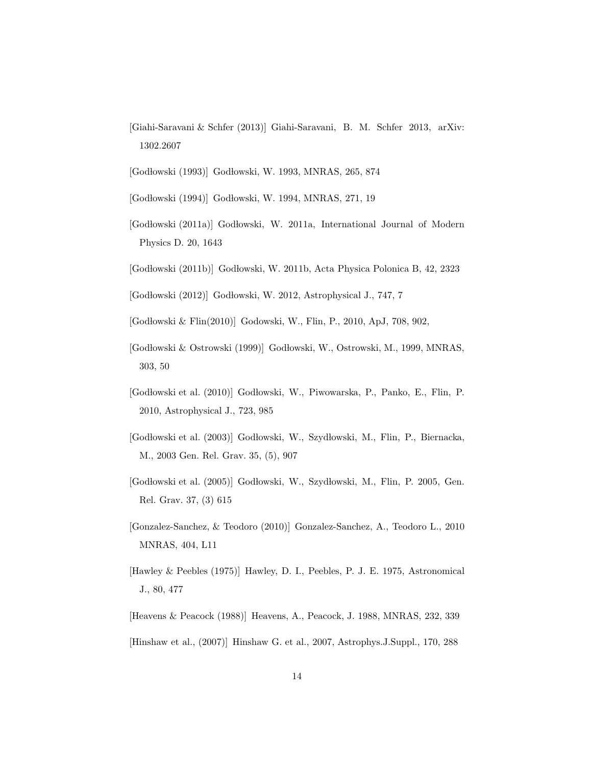[Giahi-Saravani & Schfer (2013)] Giahi-Saravani, B. M. Schfer 2013, arXiv: 1302.2607

[Godłowski (1993)] Godłowski, W. 1993, MNRAS, 265, 874

[Godłowski (1994)] Godłowski, W. 1994, MNRAS, 271, 19

[Godłowski (2011a)] Godłowski, W. 2011a, International Journal of Modern Physics D. 20, 1643

[Godłowski (2011b)] Godłowski, W. 2011b, Acta Physica Polonica B, 42, 2323

[Godłowski (2012)] Godłowski, W. 2012, Astrophysical J., 747, 7

[Godłowski & Flin(2010)] Godowski, W., Flin, P., 2010, ApJ, 708, 902,

[Godłowski & Ostrowski (1999)] Godłowski, W., Ostrowski, M., 1999, MNRAS, 303, 50

[Godłowski et al. (2010)] Godłowski, W., Piwowarska, P., Panko, E., Flin, P. 2010, Astrophysical J., 723, 985

[Godłowski et al. (2003)] Godłowski, W., Szydłowski, M., Flin, P., Biernacka, M., 2003 Gen. Rel. Grav. 35, (5), 907

[Godłowski et al. (2005)] Godłowski, W., Szydłowski, M., Flin, P. 2005, Gen. Rel. Grav. 37, (3) 615

[Gonzalez-Sanchez, & Teodoro (2010)] Gonzalez-Sanchez, A., Teodoro L., 2010 MNRAS, 404, L11

[Hawley & Peebles (1975)] Hawley, D. I., Peebles, P. J. E. 1975, Astronomical J., 80, 477

[Heavens & Peacock (1988)] Heavens, A., Peacock, J. 1988, MNRAS, 232, 339

[Hinshaw et al., (2007)] Hinshaw G. et al., 2007, Astrophys.J.Suppl., 170, 288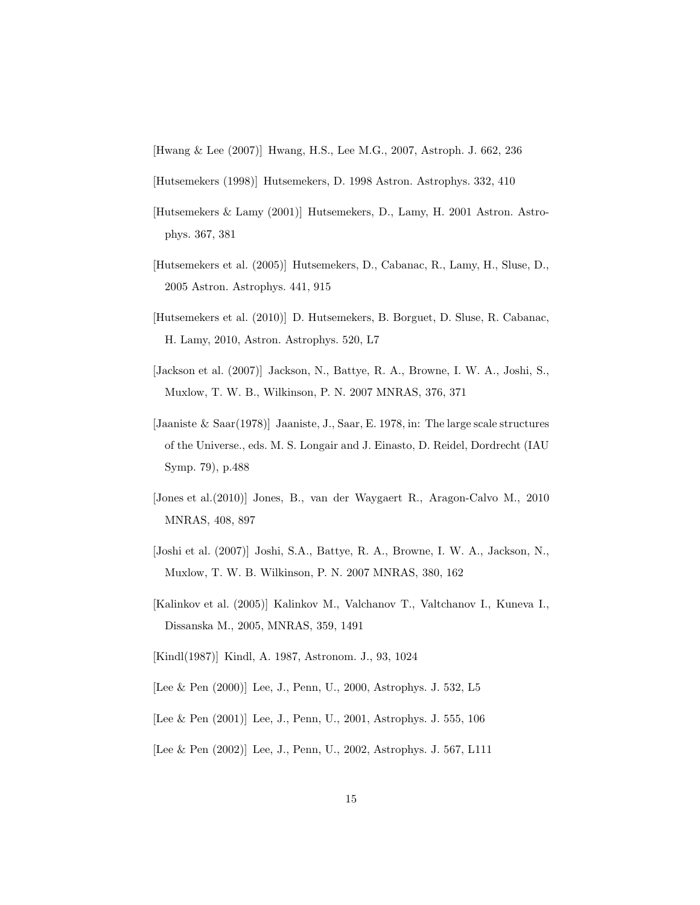[Hwang & Lee (2007)] Hwang, H.S., Lee M.G., 2007, Astroph. J. 662, 236

[Hutsemekers (1998)] Hutsemekers, D. 1998 Astron. Astrophys. 332, 410

[Hutsemekers & Lamy (2001)] Hutsemekers, D., Lamy, H. 2001 Astron. Astrophys. 367, 381

[Hutsemekers et al. (2005)] Hutsemekers, D., Cabanac, R., Lamy, H., Sluse, D., 2005 Astron. Astrophys. 441, 915

[Hutsemekers et al. (2010)] D. Hutsemekers, B. Borguet, D. Sluse, R. Cabanac, H. Lamy, 2010, Astron. Astrophys. 520, L7

[Jackson et al. (2007)] Jackson, N., Battye, R. A., Browne, I. W. A., Joshi, S., Muxlow, T. W. B., Wilkinson, P. N. 2007 MNRAS, 376, 371

[Jaaniste & Saar(1978)] Jaaniste, J., Saar, E. 1978, in: The large scale structures of the Universe., eds. M. S. Longair and J. Einasto, D. Reidel, Dordrecht (IAU Symp. 79), p.488

[Jones et al.(2010)] Jones, B., van der Waygaert R., Aragon-Calvo M., 2010 MNRAS, 408, 897

[Joshi et al. (2007)] Joshi, S.A., Battye, R. A., Browne, I. W. A., Jackson, N., Muxlow, T. W. B. Wilkinson, P. N. 2007 MNRAS, 380, 162

[Kalinkov et al. (2005)] Kalinkov M., Valchanov T., Valtchanov I., Kuneva I., Dissanska M., 2005, MNRAS, 359, 1491

[Kindl(1987)] Kindl, A. 1987, Astronom. J., 93, 1024

[Lee & Pen (2000)] Lee, J., Penn, U., 2000, Astrophys. J. 532, L5

[Lee & Pen (2001)] Lee, J., Penn, U., 2001, Astrophys. J. 555, 106

[Lee & Pen (2002)] Lee, J., Penn, U., 2002, Astrophys. J. 567, L111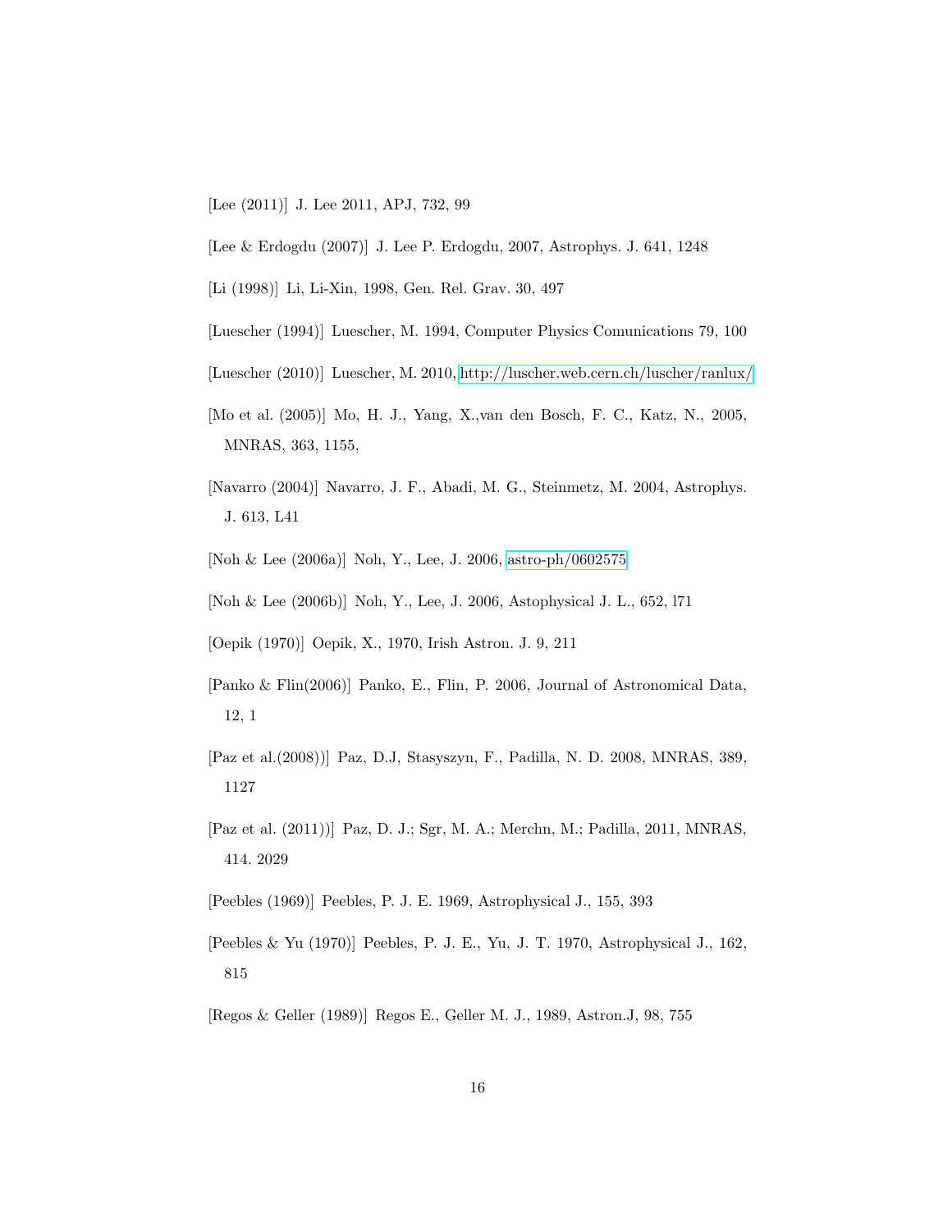[Lee (2011)] J. Lee 2011, APJ, 732, 99

[Lee & Erdogdu (2007)] J. Lee P. Erdogdu, 2007, Astrophys. J. 641, 1248

[Li (1998)] Li, Li-Xin, 1998, Gen. Rel. Grav. 30, 497

[Luescher (1994)] Luescher, M. 1994, Computer Physics Comunications 79, 100

[Luescher (2010)] Luescher, M. 2010, http://luscher.web.cern.ch/luscher/ranlux/

[Mo et al. (2005)] Mo, H. J., Yang, X.,van den Bosch, F. C., Katz, N., 2005, MNRAS, 363, 1155,

[Navarro (2004)] Navarro, J. F., Abadi, M. G., Steinmetz, M. 2004, Astrophys. J. 613, L41

[Noh & Lee (2006a)] Noh, Y., Lee, J. 2006, astro-ph/0602575

[Noh & Lee (2006b)] Noh, Y., Lee, J. 2006, Astophysical J. L., 652, l71

[Oepik (1970)] Oepik, X., 1970, Irish Astron. J. 9, 211

[Panko & Flin(2006)] Panko, E., Flin, P. 2006, Journal of Astronomical Data, 12, 1

[Paz et al.(2008))] Paz, D.J, Stasyszyn, F., Padilla, N. D. 2008, MNRAS, 389, 1127

[Paz et al. (2011))] Paz, D. J.; Sgr, M. A.; Merchn, M.; Padilla, 2011, MNRAS, 414. 2029

[Peebles (1969)] Peebles, P. J. E. 1969, Astrophysical J., 155, 393

[Peebles & Yu (1970)] Peebles, P. J. E., Yu, J. T. 1970, Astrophysical J., 162, 815

[Regos & Geller (1989)] Regos E., Geller M. J., 1989, Astron.J, 98, 755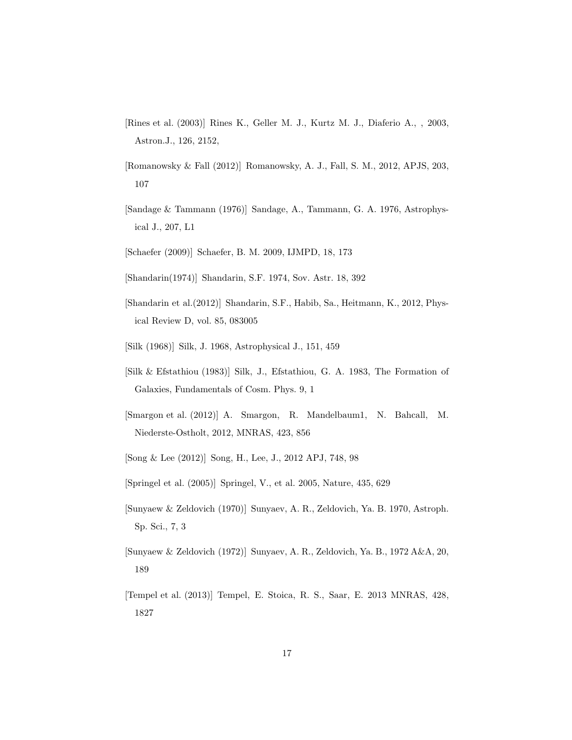[Rines et al. (2003)] Rines K., Geller M. J., Kurtz M. J., Diaferio A., , 2003, Astron.J., 126, 2152,

[Romanowsky & Fall (2012)] Romanowsky, A. J., Fall, S. M., 2012, APJS, 203, 107

[Sandage & Tammann (1976)] Sandage, A., Tammann, G. A. 1976, Astrophysical J., 207, L1

[Schaefer (2009)] Schaefer, B. M. 2009, IJMPD, 18, 173

[Shandarin(1974)] Shandarin, S.F. 1974, Sov. Astr. 18, 392

[Shandarin et al.(2012)] Shandarin, S.F., Habib, Sa., Heitmann, K., 2012, Physical Review D, vol. 85, 083005

[Silk (1968)] Silk, J. 1968, Astrophysical J., 151, 459

[Silk & Efstathiou (1983)] Silk, J., Efstathiou, G. A. 1983, The Formation of Galaxies, Fundamentals of Cosm. Phys. 9, 1

[Smargon et al. (2012)] A. Smargon, R. Mandelbaum1, N. Bahcall, M. Niederste-Ostholt, 2012, MNRAS, 423, 856

[Song & Lee (2012)] Song, H., Lee, J., 2012 APJ, 748, 98

[Springel et al. (2005)] Springel, V., et al. 2005, Nature, 435, 629

[Sunyaew & Zeldovich (1970)] Sunyaev, A. R., Zeldovich, Ya. B. 1970, Astroph. Sp. Sci., 7, 3

[Sunyaew & Zeldovich (1972)] Sunyaev, A. R., Zeldovich, Ya. B., 1972 A&A, 20, 189

[Tempel et al. (2013)] Tempel, E. Stoica, R. S., Saar, E. 2013 MNRAS, 428, 1827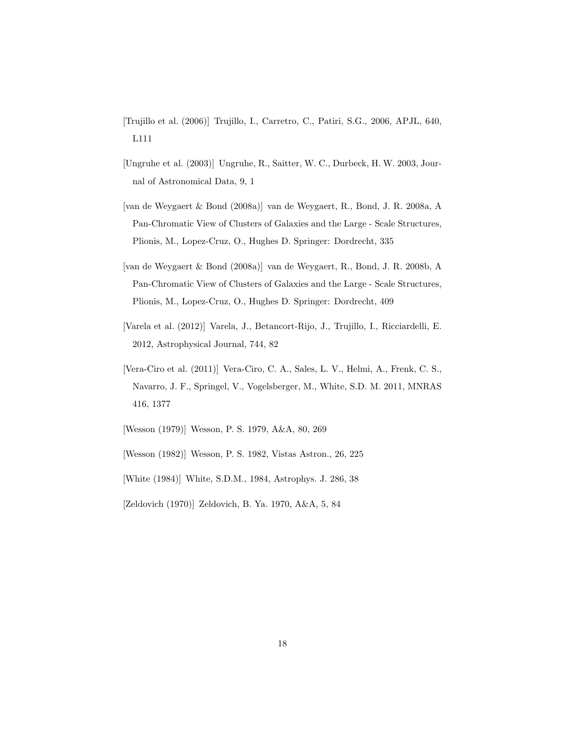[Trujillo et al. (2006)] Trujillo, I., Carretro, C., Patiri, S.G., 2006, APJL, 640, L111

[Ungruhe et al. (2003)] Ungruhe, R., Saitter, W. C., Durbeck, H. W. 2003, Journal of Astronomical Data, 9, 1

[van de Weygaert & Bond (2008a)] van de Weygaert, R., Bond, J. R. 2008a, A Pan-Chromatic View of Clusters of Galaxies and the Large - Scale Structures, Plionis, M., Lopez-Cruz, O., Hughes D. Springer: Dordrecht, 335

[van de Weygaert & Bond (2008a)] van de Weygaert, R., Bond, J. R. 2008b, A Pan-Chromatic View of Clusters of Galaxies and the Large - Scale Structures, Plionis, M., Lopez-Cruz, O., Hughes D. Springer: Dordrecht, 409

[Varela et al. (2012)] Varela, J., Betancort-Rijo, J., Trujillo, I., Ricciardelli, E. 2012, Astrophysical Journal, 744, 82

[Vera-Ciro et al. (2011)] Vera-Ciro, C. A., Sales, L. V., Helmi, A., Frenk, C. S., Navarro, J. F., Springel, V., Vogelsberger, M., White, S.D. M. 2011, MNRAS 416, 1377

[Wesson (1979)] Wesson, P. S. 1979, A&A, 80, 269

[Wesson (1982)] Wesson, P. S. 1982, Vistas Astron., 26, 225

[White (1984)] White, S.D.M., 1984, Astrophys. J. 286, 38

[Zeldovich (1970)] Zeldovich, B. Ya. 1970, A&A, 5, 84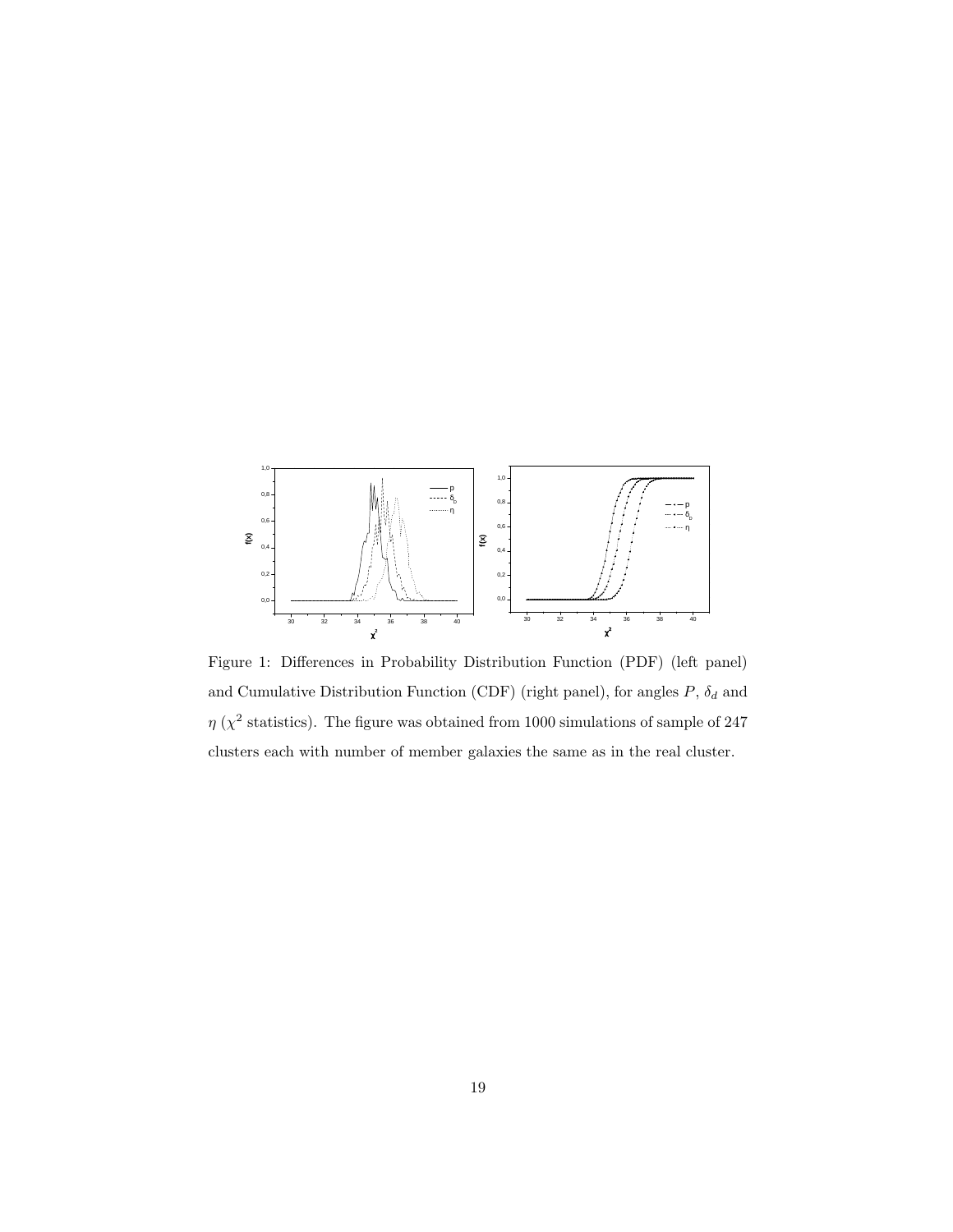1,0
0,8
0,6
0,4
0,2
0,0

f(x)

30 32 34 36 38 40

$\chi^2$

p
$\delta_b$
$\eta$

1,0
0,8
0,6
0,4
0,2
0,0

f(x)

30 32 34 36 38 40

$\chi^2$

p
$\delta_b$
$\eta$

Figure 1: Differences in Probability Distribution Function (PDF) (left panel) and Cumulative Distribution Function (CDF) (right panel), for angles $P$, $\delta_d$ and $\eta$ ($\chi^2$ statistics). The figure was obtained from 1000 simulations of sample of 247 clusters each with number of member galaxies the same as in the real cluster.